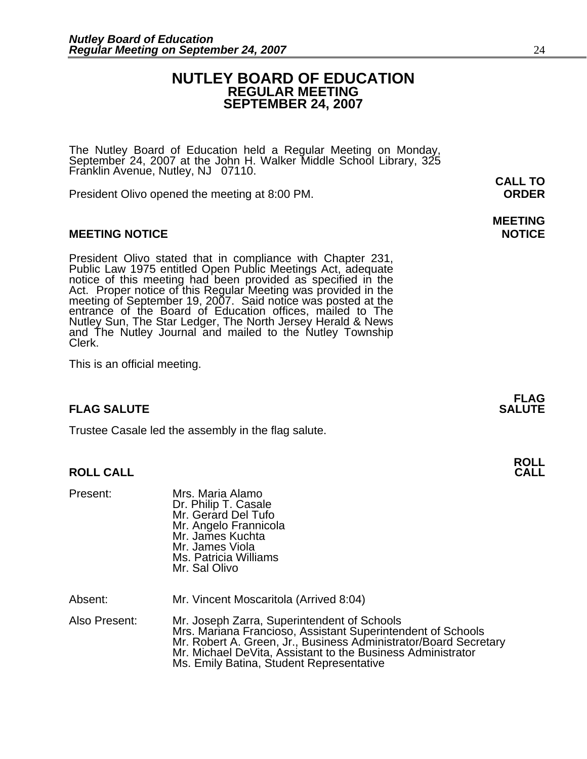# NUTLEY BOARD OF EDUCATION
## REGULAR MEETING
## SEPTEMBER 24, 2007

The Nutley Board of Education held a Regular Meeting on Monday, September 24, 2007 at the John H. Walker Middle School Library, 325 Franklin Avenue, Nutley, NJ 07110.

**CALL TO ORDER**

President Olivo opened the meeting at 8:00 PM.

### MEETING NOTICE

President Olivo stated that in compliance with Chapter 231, Public Law 1975 entitled Open Public Meetings Act, adequate notice of this meeting had been provided as specified in the Act. Proper notice of this Regular Meeting was provided in the meeting of September 19, 2007. Said notice was posted at the entrance of the Board of Education offices, mailed to The Nutley Sun, The Star Ledger, The North Jersey Herald & News and The Nutley Journal and mailed to the Nutley Township Clerk.

This is an official meeting.

### FLAG SALUTE

Trustee Casale led the assembly in the flag salute.

### ROLL CALL

Present:
- Mrs. Maria Alamo
- Dr. Philip T. Casale
- Mr. Gerard Del Tufo
- Mr. Angelo Frannicola
- Mr. James Kuchta
- Mr. James Viola
- Ms. Patricia Williams
- Mr. Sal Olivo

Absent: Mr. Vincent Moscaritola (Arrived 8:04)

Also Present:
- Mr. Joseph Zarra, Superintendent of Schools
- Mrs. Mariana Francioso, Assistant Superintendent of Schools
- Mr. Robert A. Green, Jr., Business Administrator/Board Secretary
- Mr. Michael DeVita, Assistant to the Business Administrator
- Ms. Emily Batina, Student Representative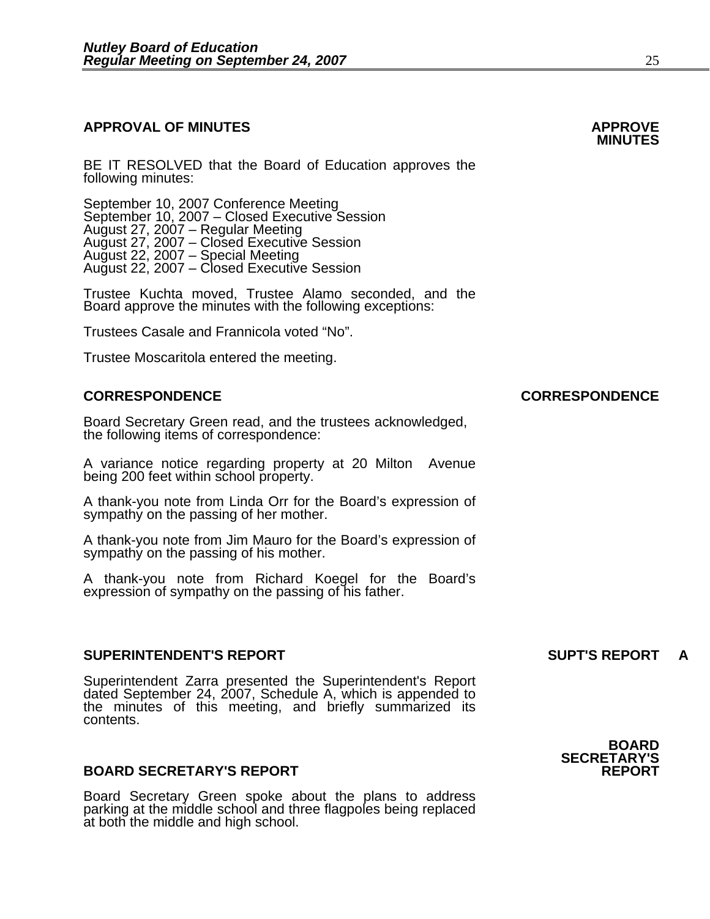**APPROVAL OF MINUTES** **APPROVE MINUTES**

BE IT RESOLVED that the Board of Education approves the following minutes:

September 10, 2007 Conference Meeting
September 10, 2007 – Closed Executive Session
August 27, 2007 – Regular Meeting
August 27, 2007 – Closed Executive Session
August 22, 2007 – Special Meeting
August 22, 2007 – Closed Executive Session

Trustee Kuchta moved, Trustee Alamo seconded, and the Board approve the minutes with the following exceptions:

Trustees Casale and Frannicola voted "No".

Trustee Moscaritola entered the meeting.

**CORRESPONDENCE** **CORRESPONDENCE**

Board Secretary Green read, and the trustees acknowledged, the following items of correspondence:

A variance notice regarding property at 20 Milton Avenue being 200 feet within school property.

A thank-you note from Linda Orr for the Board's expression of sympathy on the passing of her mother.

A thank-you note from Jim Mauro for the Board's expression of sympathy on the passing of his mother.

A thank-you note from Richard Koegel for the Board's expression of sympathy on the passing of his father.

**SUPERINTENDENT'S REPORT** **SUPT'S REPORT A**

Superintendent Zarra presented the Superintendent's Report dated September 24, 2007, Schedule A, which is appended to the minutes of this meeting, and briefly summarized its contents.

**BOARD SECRETARY'S REPORT** **BOARD SECRETARY'S REPORT**

Board Secretary Green spoke about the plans to address parking at the middle school and three flagpoles being replaced at both the middle and high school.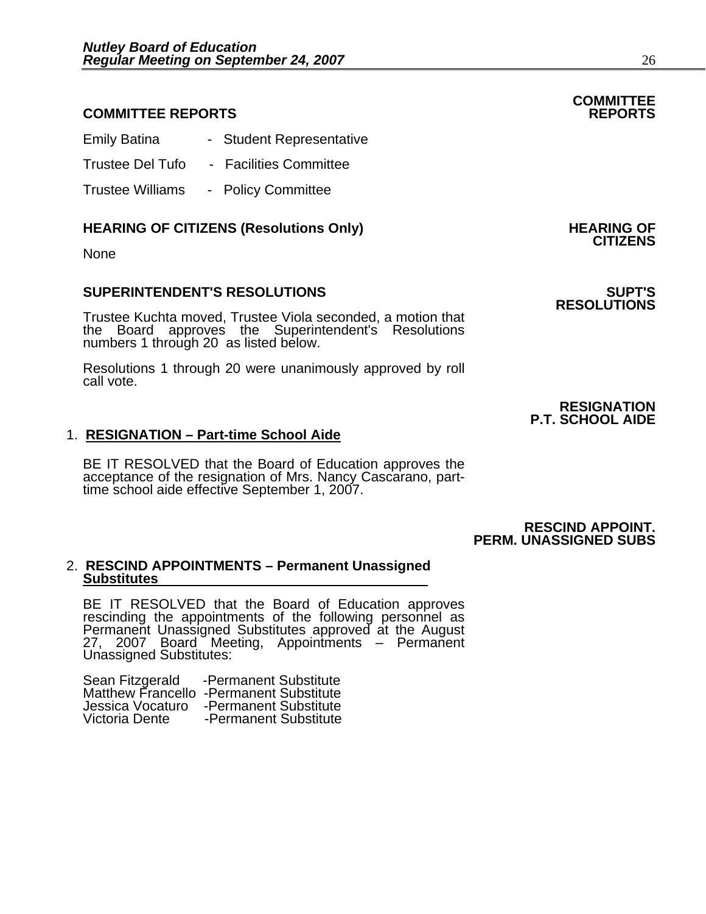## COMMITTEE REPORTS

**COMMITTEE REPORTS**

Emily Batina - Student Representative

Trustee Del Tufo - Facilities Committee

Trustee Williams - Policy Committee

## HEARING OF CITIZENS (Resolutions Only)

**HEARING OF CITIZENS**

None

## SUPERINTENDENT'S RESOLUTIONS

**SUPT'S RESOLUTIONS**

Trustee Kuchta moved, Trustee Viola seconded, a motion that the Board approves the Superintendent's Resolutions numbers 1 through 20 as listed below.

Resolutions 1 through 20 were unanimously approved by roll call vote.

**RESIGNATION P.T. SCHOOL AIDE**

1. **RESIGNATION – Part-time School Aide**

   BE IT RESOLVED that the Board of Education approves the acceptance of the resignation of Mrs. Nancy Cascarano, part-time school aide effective September 1, 2007.

**RESCIND APPOINT. PERM. UNASSIGNED SUBS**

2. **RESCIND APPOINTMENTS – Permanent Unassigned Substitutes**

   BE IT RESOLVED that the Board of Education approves rescinding the appointments of the following personnel as Permanent Unassigned Substitutes approved at the August 27, 2007 Board Meeting, Appointments – Permanent Unassigned Substitutes:

   Sean Fitzgerald -Permanent Substitute
   Matthew Francello -Permanent Substitute
   Jessica Vocaturo -Permanent Substitute
   Victoria Dente -Permanent Substitute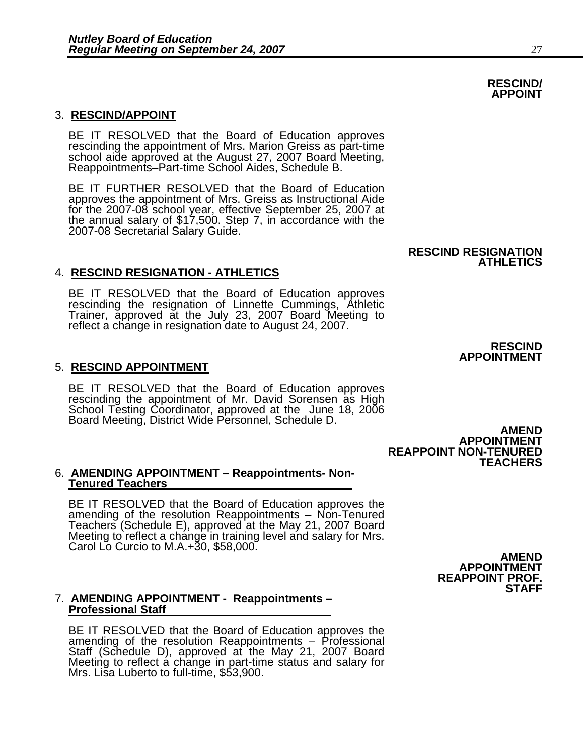**RESCIND/ APPOINT**

3. **RESCIND/APPOINT**

BE IT RESOLVED that the Board of Education approves rescinding the appointment of Mrs. Marion Greiss as part-time school aide approved at the August 27, 2007 Board Meeting, Reappointments–Part-time School Aides, Schedule B.

BE IT FURTHER RESOLVED that the Board of Education approves the appointment of Mrs. Greiss as Instructional Aide for the 2007-08 school year, effective September 25, 2007 at the annual salary of $17,500. Step 7, in accordance with the 2007-08 Secretarial Salary Guide.

**RESCIND RESIGNATION ATHLETICS**

4. **RESCIND RESIGNATION - ATHLETICS**

BE IT RESOLVED that the Board of Education approves rescinding the resignation of Linnette Cummings, Athletic Trainer, approved at the July 23, 2007 Board Meeting to reflect a change in resignation date to August 24, 2007.

**RESCIND APPOINTMENT**

5. **RESCIND APPOINTMENT**

BE IT RESOLVED that the Board of Education approves rescinding the appointment of Mr. David Sorensen as High School Testing Coordinator, approved at the June 18, 2006 Board Meeting, District Wide Personnel, Schedule D.

**AMEND APPOINTMENT REAPPOINT NON-TENURED TEACHERS**

6. **AMENDING APPOINTMENT – Reappointments- Non-Tenured Teachers**

BE IT RESOLVED that the Board of Education approves the amending of the resolution Reappointments – Non-Tenured Teachers (Schedule E), approved at the May 21, 2007 Board Meeting to reflect a change in training level and salary for Mrs. Carol Lo Curcio to M.A.+30, $58,000.

**AMEND APPOINTMENT REAPPOINT PROF. STAFF**

7. **AMENDING APPOINTMENT - Reappointments – Professional Staff**

BE IT RESOLVED that the Board of Education approves the amending of the resolution Reappointments – Professional Staff (Schedule D), approved at the May 21, 2007 Board Meeting to reflect a change in part-time status and salary for Mrs. Lisa Luberto to full-time, $53,900.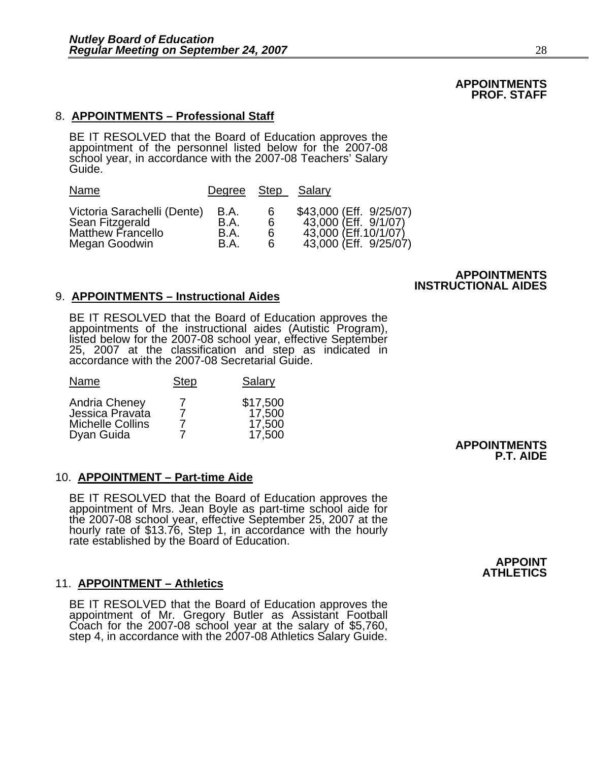**APPOINTMENTS PROF. STAFF**

8. **APPOINTMENTS – Professional Staff**

BE IT RESOLVED that the Board of Education approves the appointment of the personnel listed below for the 2007-08 school year, in accordance with the 2007-08 Teachers' Salary Guide.

| Name | Degree | Step | Salary |
|---|---|---|---|
| Victoria Sarachelli (Dente) | B.A. | 6 | $43,000 (Eff. 9/25/07) |
| Sean Fitzgerald | B.A. | 6 | 43,000 (Eff. 9/1/07) |
| Matthew Francello | B.A. | 6 | 43,000 (Eff.10/1/07) |
| Megan Goodwin | B.A. | 6 | 43,000 (Eff. 9/25/07) |

**APPOINTMENTS INSTRUCTIONAL AIDES**

9. **APPOINTMENTS – Instructional Aides**

BE IT RESOLVED that the Board of Education approves the appointments of the instructional aides (Autistic Program), listed below for the 2007-08 school year, effective September 25, 2007 at the classification and step as indicated in accordance with the 2007-08 Secretarial Guide.

| Name | Step | Salary |
|---|---|---|
| Andria Cheney | 7 | $17,500 |
| Jessica Pravata | 7 | 17,500 |
| Michelle Collins | 7 | 17,500 |
| Dyan Guida | 7 | 17,500 |

**APPOINTMENTS P.T. AIDE**

10. **APPOINTMENT – Part-time Aide**

BE IT RESOLVED that the Board of Education approves the appointment of Mrs. Jean Boyle as part-time school aide for the 2007-08 school year, effective September 25, 2007 at the hourly rate of $13.76, Step 1, in accordance with the hourly rate established by the Board of Education.

**APPOINT ATHLETICS**

11. **APPOINTMENT – Athletics**

BE IT RESOLVED that the Board of Education approves the appointment of Mr. Gregory Butler as Assistant Football Coach for the 2007-08 school year at the salary of $5,760, step 4, in accordance with the 2007-08 Athletics Salary Guide.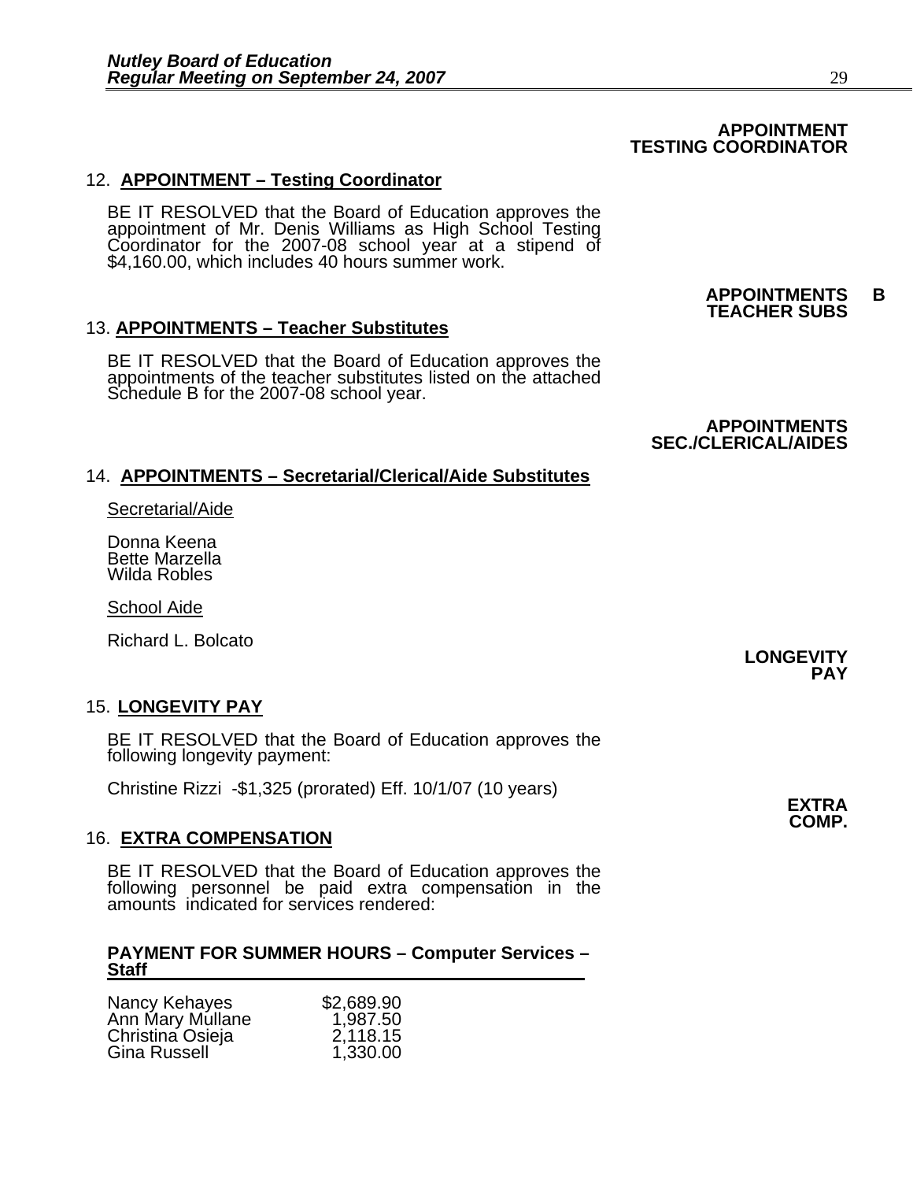**APPOINTMENT TESTING COORDINATOR**

12. **APPOINTMENT – Testing Coordinator**

BE IT RESOLVED that the Board of Education approves the appointment of Mr. Denis Williams as High School Testing Coordinator for the 2007-08 school year at a stipend of $4,160.00, which includes 40 hours summer work.

**APPOINTMENTS B TEACHER SUBS**

13. **APPOINTMENTS – Teacher Substitutes**

BE IT RESOLVED that the Board of Education approves the appointments of the teacher substitutes listed on the attached Schedule B for the 2007-08 school year.

**APPOINTMENTS SEC./CLERICAL/AIDES**

14. **APPOINTMENTS – Secretarial/Clerical/Aide Substitutes**

Secretarial/Aide

Donna Keena
Bette Marzella
Wilda Robles

School Aide

Richard L. Bolcato

**LONGEVITY PAY**

15. **LONGEVITY PAY**

BE IT RESOLVED that the Board of Education approves the following longevity payment:

Christine Rizzi -$1,325 (prorated) Eff. 10/1/07 (10 years)

**EXTRA COMP.**

16. **EXTRA COMPENSATION**

BE IT RESOLVED that the Board of Education approves the following personnel be paid extra compensation in the amounts indicated for services rendered:

**PAYMENT FOR SUMMER HOURS – Computer Services – Staff**

| | |
|---|---|
| Nancy Kehayes | $2,689.90 |
| Ann Mary Mullane | 1,987.50 |
| Christina Osieja | 2,118.15 |
| Gina Russell | 1,330.00 |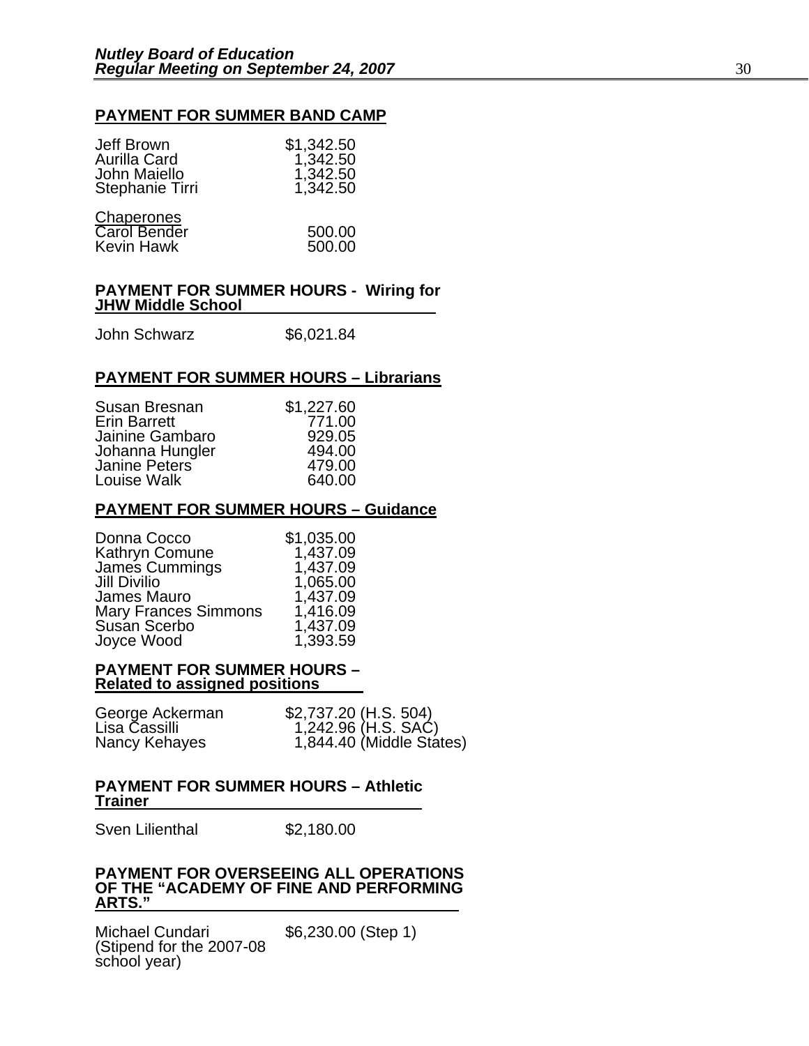**PAYMENT FOR SUMMER BAND CAMP**

| | |
|---|---|
| Jeff Brown | $1,342.50 |
| Aurilla Card | 1,342.50 |
| John Maiello | 1,342.50 |
| Stephanie Tirri | 1,342.50 |

Chaperones

| | |
|---|---|
| Carol Bender | 500.00 |
| Kevin Hawk | 500.00 |

**PAYMENT FOR SUMMER HOURS - Wiring for JHW Middle School**

| | |
|---|---|
| John Schwarz | $6,021.84 |

**PAYMENT FOR SUMMER HOURS – Librarians**

| | |
|---|---|
| Susan Bresnan | $1,227.60 |
| Erin Barrett | 771.00 |
| Jainine Gambaro | 929.05 |
| Johanna Hungler | 494.00 |
| Janine Peters | 479.00 |
| Louise Walk | 640.00 |

**PAYMENT FOR SUMMER HOURS – Guidance**

| | |
|---|---|
| Donna Cocco | $1,035.00 |
| Kathryn Comune | 1,437.09 |
| James Cummings | 1,437.09 |
| Jill Divilio | 1,065.00 |
| James Mauro | 1,437.09 |
| Mary Frances Simmons | 1,416.09 |
| Susan Scerbo | 1,437.09 |
| Joyce Wood | 1,393.59 |

**PAYMENT FOR SUMMER HOURS – Related to assigned positions**

| | |
|---|---|
| George Ackerman | $2,737.20 (H.S. 504) |
| Lisa Cassilli | 1,242.96 (H.S. SAC) |
| Nancy Kehayes | 1,844.40 (Middle States) |

**PAYMENT FOR SUMMER HOURS – Athletic Trainer**

| | |
|---|---|
| Sven Lilienthal | $2,180.00 |

**PAYMENT FOR OVERSEEING ALL OPERATIONS OF THE "ACADEMY OF FINE AND PERFORMING ARTS."**

| | |
|---|---|
| Michael Cundari (Stipend for the 2007-08 school year) | $6,230.00 (Step 1) |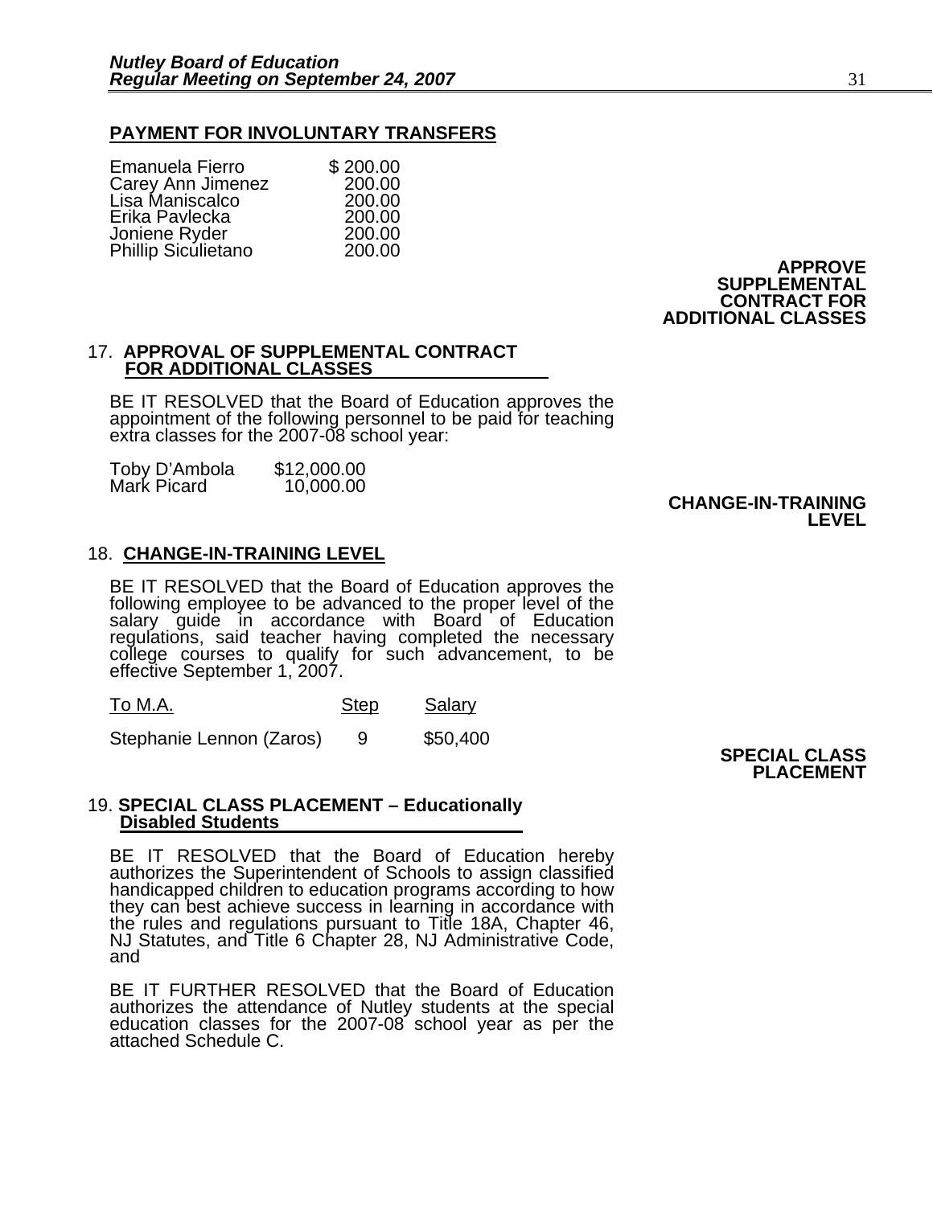**PAYMENT FOR INVOLUNTARY TRANSFERS**

| | |
|---|---|
| Emanuela Fierro | $ 200.00 |
| Carey Ann Jimenez | 200.00 |
| Lisa Maniscalco | 200.00 |
| Erika Pavlecka | 200.00 |
| Joniene Ryder | 200.00 |
| Phillip Siculietano | 200.00 |

**APPROVE SUPPLEMENTAL CONTRACT FOR ADDITIONAL CLASSES**

17. **APPROVAL OF SUPPLEMENTAL CONTRACT FOR ADDITIONAL CLASSES**

BE IT RESOLVED that the Board of Education approves the appointment of the following personnel to be paid for teaching extra classes for the 2007-08 school year:

| | |
|---|---|
| Toby D'Ambola | $12,000.00 |
| Mark Picard | 10,000.00 |

**CHANGE-IN-TRAINING LEVEL**

18. **CHANGE-IN-TRAINING LEVEL**

BE IT RESOLVED that the Board of Education approves the following employee to be advanced to the proper level of the salary guide in accordance with Board of Education regulations, said teacher having completed the necessary college courses to qualify for such advancement, to be effective September 1, 2007.

| To M.A. | Step | Salary |
|---|---|---|
| Stephanie Lennon (Zaros) | 9 | $50,400 |

**SPECIAL CLASS PLACEMENT**

19. **SPECIAL CLASS PLACEMENT – Educationally Disabled Students**

BE IT RESOLVED that the Board of Education hereby authorizes the Superintendent of Schools to assign classified handicapped children to education programs according to how they can best achieve success in learning in accordance with the rules and regulations pursuant to Title 18A, Chapter 46, NJ Statutes, and Title 6 Chapter 28, NJ Administrative Code, and

BE IT FURTHER RESOLVED that the Board of Education authorizes the attendance of Nutley students at the special education classes for the 2007-08 school year as per the attached Schedule C.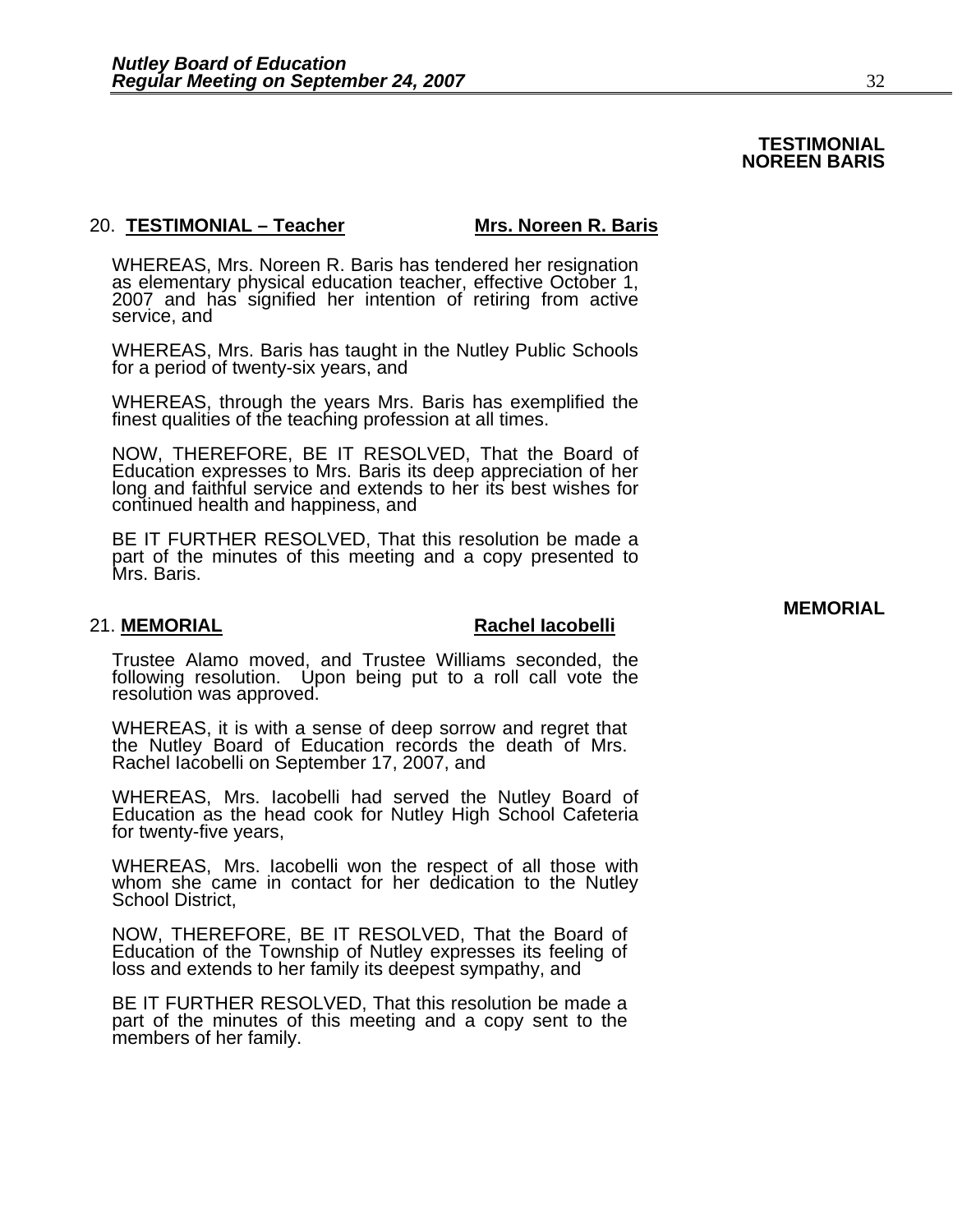**TESTIMONIAL**
**NOREEN BARIS**

20. **TESTIMONIAL – Teacher** **Mrs. Noreen R. Baris**

WHEREAS, Mrs. Noreen R. Baris has tendered her resignation as elementary physical education teacher, effective October 1, 2007 and has signified her intention of retiring from active service, and

WHEREAS, Mrs. Baris has taught in the Nutley Public Schools for a period of twenty-six years, and

WHEREAS, through the years Mrs. Baris has exemplified the finest qualities of the teaching profession at all times.

NOW, THEREFORE, BE IT RESOLVED, That the Board of Education expresses to Mrs. Baris its deep appreciation of her long and faithful service and extends to her its best wishes for continued health and happiness, and

BE IT FURTHER RESOLVED, That this resolution be made a part of the minutes of this meeting and a copy presented to Mrs. Baris.

**MEMORIAL**

21. **MEMORIAL** **Rachel Iacobelli**

Trustee Alamo moved, and Trustee Williams seconded, the following resolution. Upon being put to a roll call vote the resolution was approved.

WHEREAS, it is with a sense of deep sorrow and regret that the Nutley Board of Education records the death of Mrs. Rachel Iacobelli on September 17, 2007, and

WHEREAS, Mrs. Iacobelli had served the Nutley Board of Education as the head cook for Nutley High School Cafeteria for twenty-five years,

WHEREAS, Mrs. Iacobelli won the respect of all those with whom she came in contact for her dedication to the Nutley School District,

NOW, THEREFORE, BE IT RESOLVED, That the Board of Education of the Township of Nutley expresses its feeling of loss and extends to her family its deepest sympathy, and

BE IT FURTHER RESOLVED, That this resolution be made a part of the minutes of this meeting and a copy sent to the members of her family.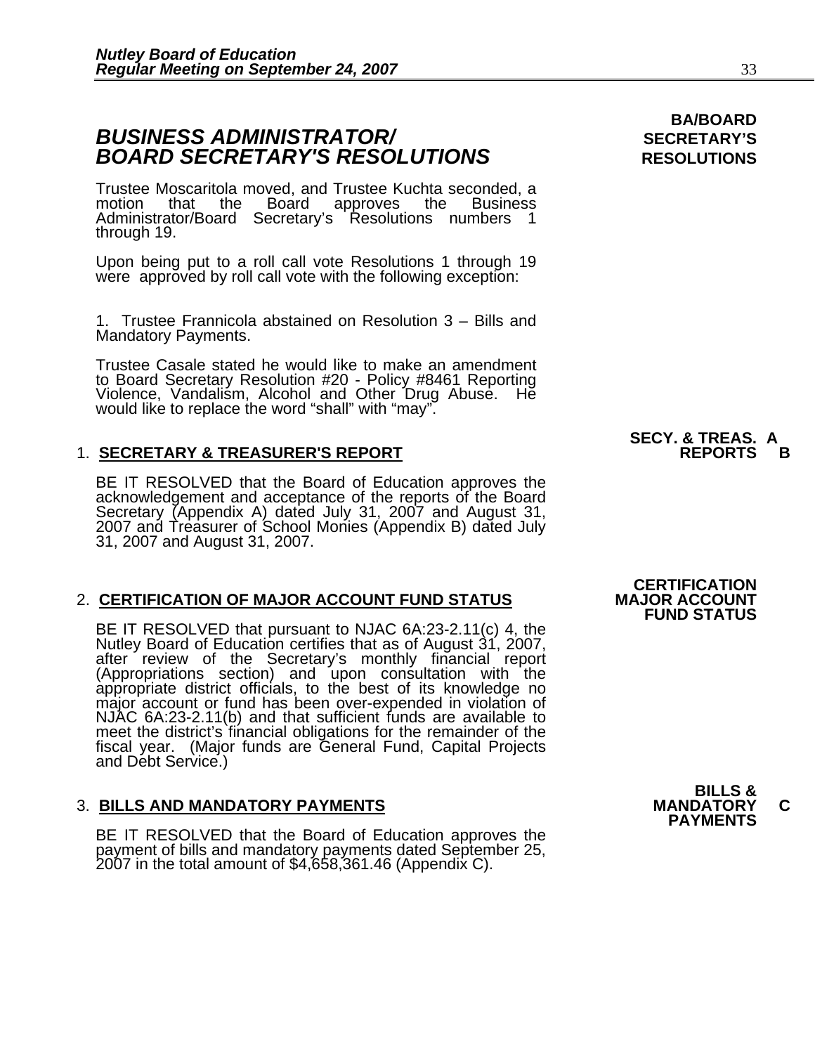## BUSINESS ADMINISTRATOR/ BOARD SECRETARY'S RESOLUTIONS

**BA/BOARD SECRETARY'S RESOLUTIONS**

Trustee Moscaritola moved, and Trustee Kuchta seconded, a motion that the Board approves the Business Administrator/Board Secretary's Resolutions numbers 1 through 19.

Upon being put to a roll call vote Resolutions 1 through 19 were approved by roll call vote with the following exception:

1. Trustee Frannicola abstained on Resolution 3 – Bills and Mandatory Payments.

Trustee Casale stated he would like to make an amendment to Board Secretary Resolution #20 - Policy #8461 Reporting Violence, Vandalism, Alcohol and Other Drug Abuse. He would like to replace the word "shall" with "may".

**SECY. & TREAS. REPORTS A B**

1. **SECRETARY & TREASURER'S REPORT**

   BE IT RESOLVED that the Board of Education approves the acknowledgement and acceptance of the reports of the Board Secretary (Appendix A) dated July 31, 2007 and August 31, 2007 and Treasurer of School Monies (Appendix B) dated July 31, 2007 and August 31, 2007.

**CERTIFICATION MAJOR ACCOUNT FUND STATUS**

2. **CERTIFICATION OF MAJOR ACCOUNT FUND STATUS**

   BE IT RESOLVED that pursuant to NJAC 6A:23-2.11(c) 4, the Nutley Board of Education certifies that as of August 31, 2007, after review of the Secretary's monthly financial report (Appropriations section) and upon consultation with the appropriate district officials, to the best of its knowledge no major account or fund has been over-expended in violation of NJAC 6A:23-2.11(b) and that sufficient funds are available to meet the district's financial obligations for the remainder of the fiscal year. (Major funds are General Fund, Capital Projects and Debt Service.)

**BILLS & MANDATORY PAYMENTS C**

3. **BILLS AND MANDATORY PAYMENTS**

   BE IT RESOLVED that the Board of Education approves the payment of bills and mandatory payments dated September 25, 2007 in the total amount of $4,658,361.46 (Appendix C).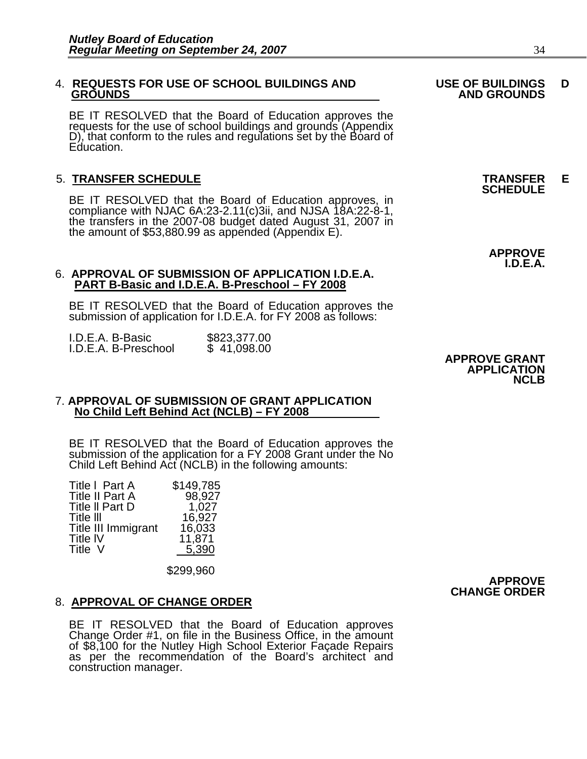4. **REQUESTS FOR USE OF SCHOOL BUILDINGS AND GROUNDS**

**USE OF BUILDINGS AND GROUNDS** D

BE IT RESOLVED that the Board of Education approves the requests for the use of school buildings and grounds (Appendix D), that conform to the rules and regulations set by the Board of Education.

5. **TRANSFER SCHEDULE**

**TRANSFER SCHEDULE** E

BE IT RESOLVED that the Board of Education approves, in compliance with NJAC 6A:23-2.11(c)3ii, and NJSA 18A:22-8-1, the transfers in the 2007-08 budget dated August 31, 2007 in the amount of $53,880.99 as appended (Appendix E).

**APPROVE I.D.E.A.**

6. **APPROVAL OF SUBMISSION OF APPLICATION I.D.E.A. PART B-Basic and I.D.E.A. B-Preschool – FY 2008**

BE IT RESOLVED that the Board of Education approves the submission of application for I.D.E.A. for FY 2008 as follows:

| | |
|---|---|
| I.D.E.A. B-Basic | $823,377.00 |
| I.D.E.A. B-Preschool | $ 41,098.00 |

**APPROVE GRANT APPLICATION NCLB**

7. **APPROVAL OF SUBMISSION OF GRANT APPLICATION No Child Left Behind Act (NCLB) – FY 2008**

BE IT RESOLVED that the Board of Education approves the submission of the application for a FY 2008 Grant under the No Child Left Behind Act (NCLB) in the following amounts:

| | |
|---|---|
| Title I Part A | $149,785 |
| Title II Part A | 98,927 |
| Title II Part D | 1,027 |
| Title III | 16,927 |
| Title III Immigrant | 16,033 |
| Title IV | 11,871 |
| Title V | 5,390 |
| | $299,960 |

**APPROVE CHANGE ORDER**

8. **APPROVAL OF CHANGE ORDER**

BE IT RESOLVED that the Board of Education approves Change Order #1, on file in the Business Office, in the amount of $8,100 for the Nutley High School Exterior Façade Repairs as per the recommendation of the Board's architect and construction manager.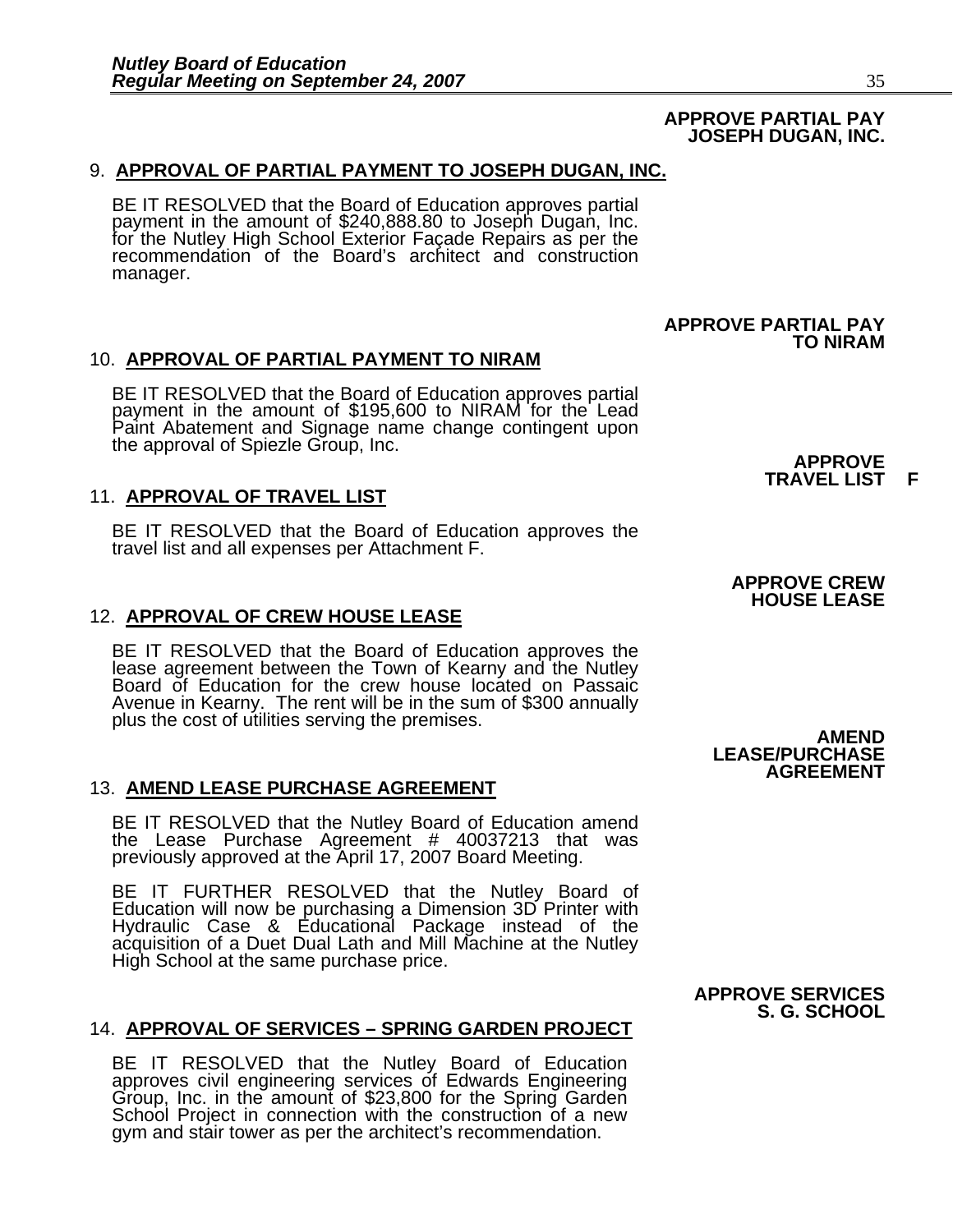**APPROVE PARTIAL PAY JOSEPH DUGAN, INC.**

9. **APPROVAL OF PARTIAL PAYMENT TO JOSEPH DUGAN, INC.**

   BE IT RESOLVED that the Board of Education approves partial payment in the amount of $240,888.80 to Joseph Dugan, Inc. for the Nutley High School Exterior Façade Repairs as per the recommendation of the Board's architect and construction manager.

**APPROVE PARTIAL PAY TO NIRAM**

10. **APPROVAL OF PARTIAL PAYMENT TO NIRAM**

    BE IT RESOLVED that the Board of Education approves partial payment in the amount of $195,600 to NIRAM for the Lead Paint Abatement and Signage name change contingent upon the approval of Spiezle Group, Inc.

**APPROVE TRAVEL LIST F**

11. **APPROVAL OF TRAVEL LIST**

    BE IT RESOLVED that the Board of Education approves the travel list and all expenses per Attachment F.

**APPROVE CREW HOUSE LEASE**

12. **APPROVAL OF CREW HOUSE LEASE**

    BE IT RESOLVED that the Board of Education approves the lease agreement between the Town of Kearny and the Nutley Board of Education for the crew house located on Passaic Avenue in Kearny. The rent will be in the sum of $300 annually plus the cost of utilities serving the premises.

**AMEND LEASE/PURCHASE AGREEMENT**

13. **AMEND LEASE PURCHASE AGREEMENT**

    BE IT RESOLVED that the Nutley Board of Education amend the Lease Purchase Agreement # 40037213 that was previously approved at the April 17, 2007 Board Meeting.

    BE IT FURTHER RESOLVED that the Nutley Board of Education will now be purchasing a Dimension 3D Printer with Hydraulic Case & Educational Package instead of the acquisition of a Duet Dual Lath and Mill Machine at the Nutley High School at the same purchase price.

**APPROVE SERVICES S. G. SCHOOL**

14. **APPROVAL OF SERVICES – SPRING GARDEN PROJECT**

    BE IT RESOLVED that the Nutley Board of Education approves civil engineering services of Edwards Engineering Group, Inc. in the amount of $23,800 for the Spring Garden School Project in connection with the construction of a new gym and stair tower as per the architect's recommendation.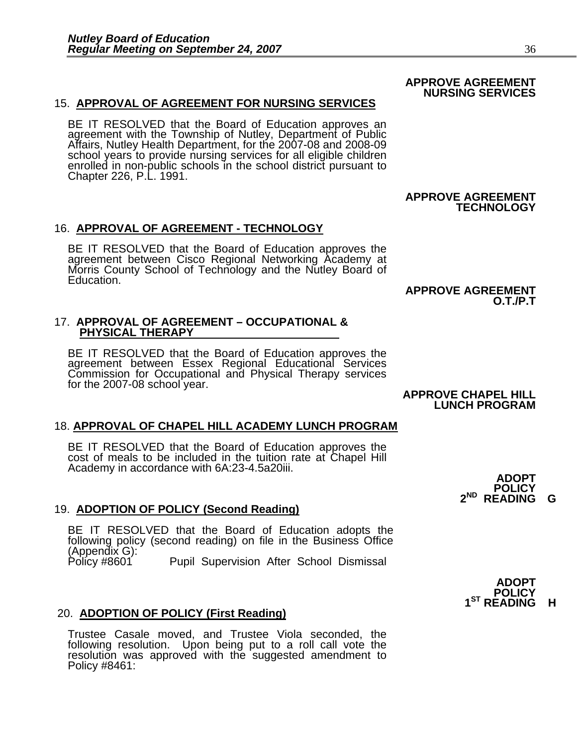**APPROVE AGREEMENT NURSING SERVICES**

15. **APPROVAL OF AGREEMENT FOR NURSING SERVICES**

BE IT RESOLVED that the Board of Education approves an agreement with the Township of Nutley, Department of Public Affairs, Nutley Health Department, for the 2007-08 and 2008-09 school years to provide nursing services for all eligible children enrolled in non-public schools in the school district pursuant to Chapter 226, P.L. 1991.

**APPROVE AGREEMENT TECHNOLOGY**

16. **APPROVAL OF AGREEMENT - TECHNOLOGY**

BE IT RESOLVED that the Board of Education approves the agreement between Cisco Regional Networking Academy at Morris County School of Technology and the Nutley Board of Education.

**APPROVE AGREEMENT O.T./P.T**

17. **APPROVAL OF AGREEMENT – OCCUPATIONAL & PHYSICAL THERAPY**

BE IT RESOLVED that the Board of Education approves the agreement between Essex Regional Educational Services Commission for Occupational and Physical Therapy services for the 2007-08 school year.

**APPROVE CHAPEL HILL LUNCH PROGRAM**

18. **APPROVAL OF CHAPEL HILL ACADEMY LUNCH PROGRAM**

BE IT RESOLVED that the Board of Education approves the cost of meals to be included in the tuition rate at Chapel Hill Academy in accordance with 6A:23-4.5a20iii.

**ADOPT POLICY 2ND READING G**

19. **ADOPTION OF POLICY (Second Reading)**

BE IT RESOLVED that the Board of Education adopts the following policy (second reading) on file in the Business Office (Appendix G):
Policy #8601 Pupil Supervision After School Dismissal

**ADOPT POLICY 1ST READING H**

20. **ADOPTION OF POLICY (First Reading)**

Trustee Casale moved, and Trustee Viola seconded, the following resolution. Upon being put to a roll call vote the resolution was approved with the suggested amendment to Policy #8461: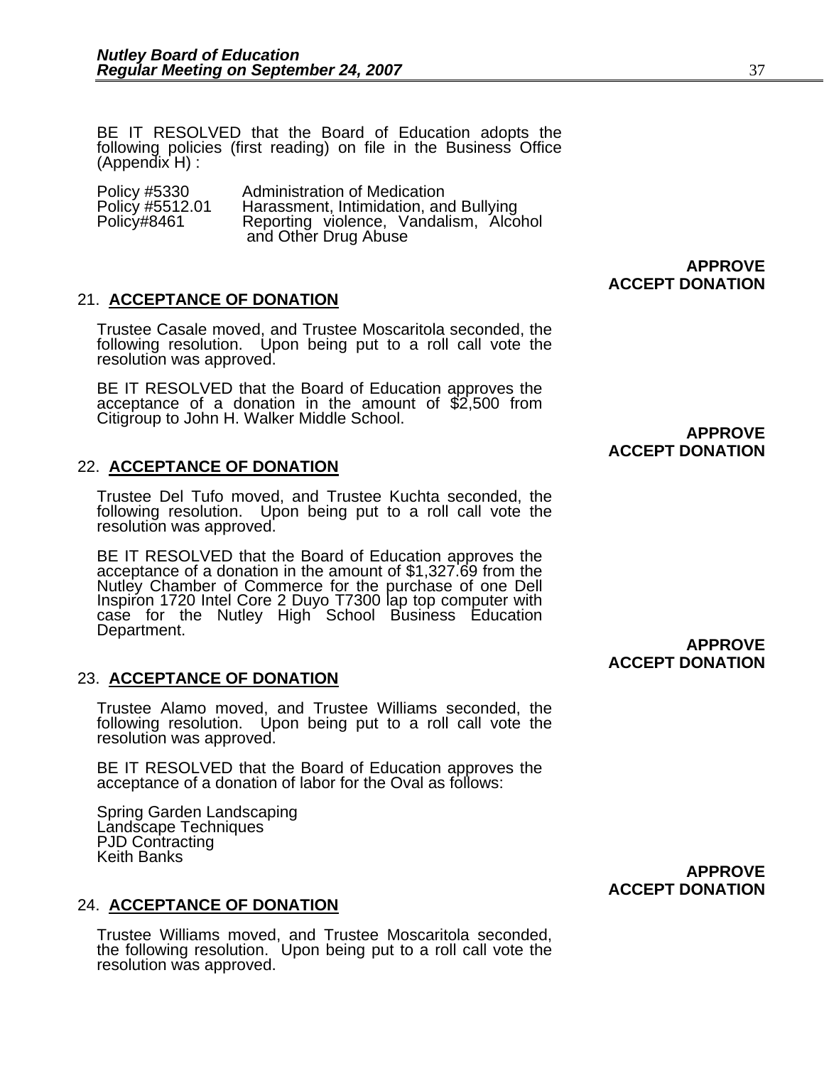BE IT RESOLVED that the Board of Education adopts the following policies (first reading) on file in the Business Office (Appendix H) :

| | |
|---|---|
| Policy #5330 | Administration of Medication |
| Policy #5512.01 | Harassment, Intimidation, and Bullying |
| Policy#8461 | Reporting violence, Vandalism, Alcohol and Other Drug Abuse |

**APPROVE ACCEPT DONATION**

21. **ACCEPTANCE OF DONATION**

Trustee Casale moved, and Trustee Moscaritola seconded, the following resolution. Upon being put to a roll call vote the resolution was approved.

BE IT RESOLVED that the Board of Education approves the acceptance of a donation in the amount of $2,500 from Citigroup to John H. Walker Middle School.

**APPROVE ACCEPT DONATION**

22. **ACCEPTANCE OF DONATION**

Trustee Del Tufo moved, and Trustee Kuchta seconded, the following resolution. Upon being put to a roll call vote the resolution was approved.

BE IT RESOLVED that the Board of Education approves the acceptance of a donation in the amount of $1,327.69 from the Nutley Chamber of Commerce for the purchase of one Dell Inspiron 1720 Intel Core 2 Duyo T7300 lap top computer with case for the Nutley High School Business Education Department.

**APPROVE ACCEPT DONATION**

23. **ACCEPTANCE OF DONATION**

Trustee Alamo moved, and Trustee Williams seconded, the following resolution. Upon being put to a roll call vote the resolution was approved.

BE IT RESOLVED that the Board of Education approves the acceptance of a donation of labor for the Oval as follows:

Spring Garden Landscaping
Landscape Techniques
PJD Contracting
Keith Banks

**APPROVE ACCEPT DONATION**

24. **ACCEPTANCE OF DONATION**

Trustee Williams moved, and Trustee Moscaritola seconded, the following resolution. Upon being put to a roll call vote the resolution was approved.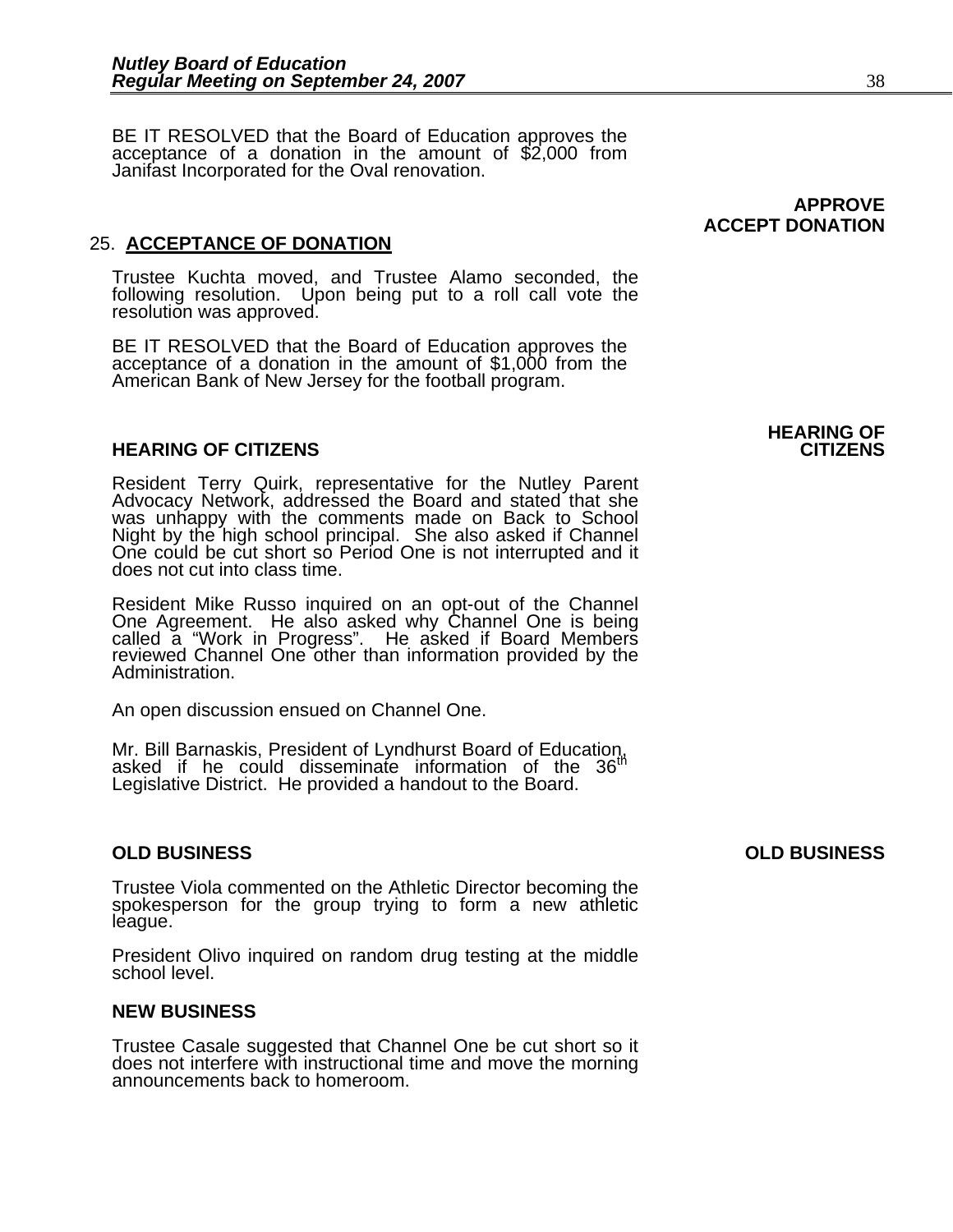BE IT RESOLVED that the Board of Education approves the acceptance of a donation in the amount of $2,000 from Janifast Incorporated for the Oval renovation.

**APPROVE ACCEPT DONATION**

25. **ACCEPTANCE OF DONATION**

Trustee Kuchta moved, and Trustee Alamo seconded, the following resolution. Upon being put to a roll call vote the resolution was approved.

BE IT RESOLVED that the Board of Education approves the acceptance of a donation in the amount of $1,000 from the American Bank of New Jersey for the football program.

**HEARING OF CITIZENS**

**HEARING OF CITIZENS**

Resident Terry Quirk, representative for the Nutley Parent Advocacy Network, addressed the Board and stated that she was unhappy with the comments made on Back to School Night by the high school principal. She also asked if Channel One could be cut short so Period One is not interrupted and it does not cut into class time.

Resident Mike Russo inquired on an opt-out of the Channel One Agreement. He also asked why Channel One is being called a "Work in Progress". He asked if Board Members reviewed Channel One other than information provided by the Administration.

An open discussion ensued on Channel One.

Mr. Bill Barnaskis, President of Lyndhurst Board of Education, asked if he could disseminate information of the 36th Legislative District. He provided a handout to the Board.

**OLD BUSINESS**

**OLD BUSINESS**

Trustee Viola commented on the Athletic Director becoming the spokesperson for the group trying to form a new athletic league.

President Olivo inquired on random drug testing at the middle school level.

**NEW BUSINESS**

Trustee Casale suggested that Channel One be cut short so it does not interfere with instructional time and move the morning announcements back to homeroom.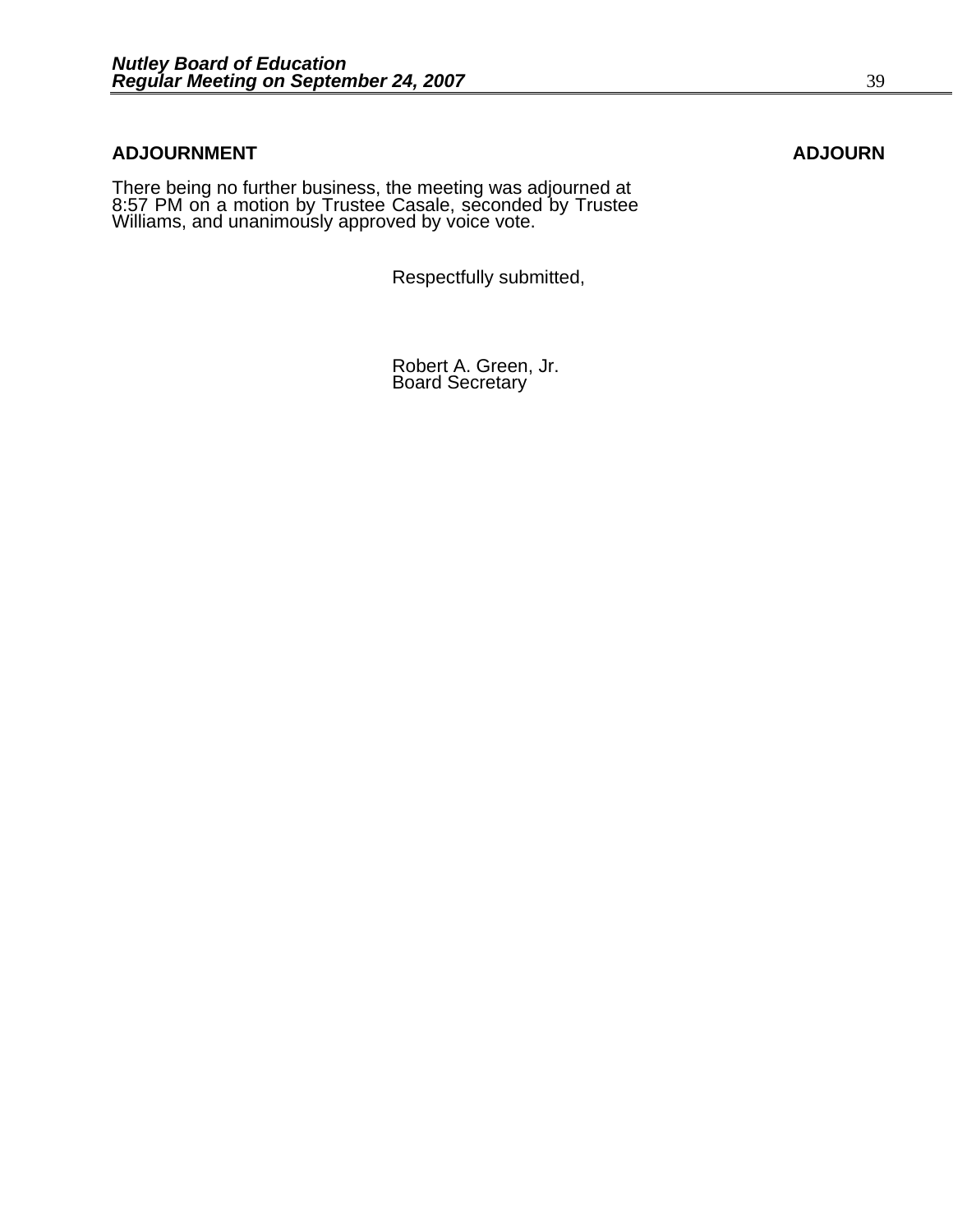## ADJOURNMENT

**ADJOURN**

There being no further business, the meeting was adjourned at 8:57 PM on a motion by Trustee Casale, seconded by Trustee Williams, and unanimously approved by voice vote.

Respectfully submitted,

Robert A. Green, Jr.
Board Secretary